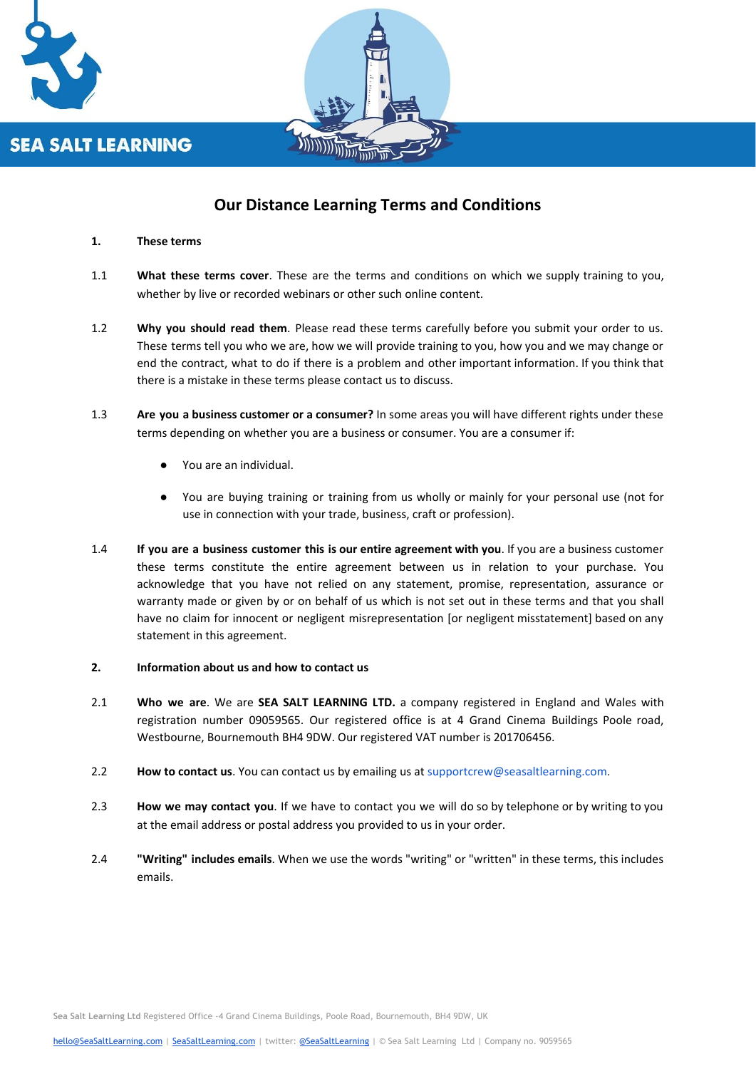SEA SALT LEARNING

# Our Distance Learning Terms and Conditions

**1. These terms**

1.1 **What these terms cover**. These are the terms and conditions on which we supply training to you, whether by live or recorded webinars or other such online content.

1.2 **Why you should read them**. Please read these terms carefully before you submit your order to us. These terms tell you who we are, how we will provide training to you, how you and we may change or end the contract, what to do if there is a problem and other important information. If you think that there is a mistake in these terms please contact us to discuss.

1.3 **Are you a business customer or a consumer?** In some areas you will have different rights under these terms depending on whether you are a business or consumer. You are a consumer if:

- You are an individual.
- You are buying training or training from us wholly or mainly for your personal use (not for use in connection with your trade, business, craft or profession).

1.4 **If you are a business customer this is our entire agreement with you**. If you are a business customer these terms constitute the entire agreement between us in relation to your purchase. You acknowledge that you have not relied on any statement, promise, representation, assurance or warranty made or given by or on behalf of us which is not set out in these terms and that you shall have no claim for innocent or negligent misrepresentation [or negligent misstatement] based on any statement in this agreement.

**2. Information about us and how to contact us**

2.1 **Who we are**. We are **SEA SALT LEARNING LTD.** a company registered in England and Wales with registration number 09059565. Our registered office is at 4 Grand Cinema Buildings Poole road, Westbourne, Bournemouth BH4 9DW. Our registered VAT number is 201706456.

2.2 **How to contact us**. You can contact us by emailing us at supportcrew@seasaltlearning.com.

2.3 **How we may contact you**. If we have to contact you we will do so by telephone or by writing to you at the email address or postal address you provided to us in your order.

2.4 **"Writing" includes emails**. When we use the words "writing" or "written" in these terms, this includes emails.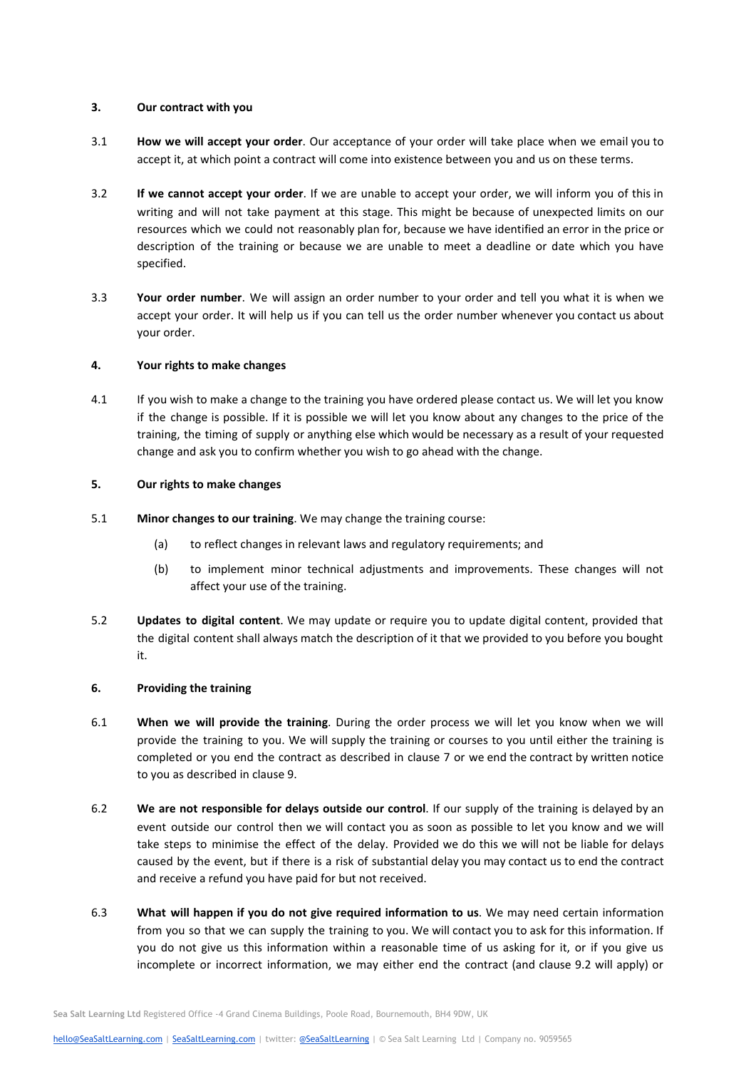### 3. Our contract with you

3.1 **How we will accept your order**. Our acceptance of your order will take place when we email you to accept it, at which point a contract will come into existence between you and us on these terms.

3.2 **If we cannot accept your order**. If we are unable to accept your order, we will inform you of this in writing and will not take payment at this stage. This might be because of unexpected limits on our resources which we could not reasonably plan for, because we have identified an error in the price or description of the training or because we are unable to meet a deadline or date which you have specified.

3.3 **Your order number**. We will assign an order number to your order and tell you what it is when we accept your order. It will help us if you can tell us the order number whenever you contact us about your order.

### 4. Your rights to make changes

4.1 If you wish to make a change to the training you have ordered please contact us. We will let you know if the change is possible. If it is possible we will let you know about any changes to the price of the training, the timing of supply or anything else which would be necessary as a result of your requested change and ask you to confirm whether you wish to go ahead with the change.

### 5. Our rights to make changes

5.1 **Minor changes to our training**. We may change the training course:

(a) to reflect changes in relevant laws and regulatory requirements; and

(b) to implement minor technical adjustments and improvements. These changes will not affect your use of the training.

5.2 **Updates to digital content**. We may update or require you to update digital content, provided that the digital content shall always match the description of it that we provided to you before you bought it.

### 6. Providing the training

6.1 **When we will provide the training**. During the order process we will let you know when we will provide the training to you. We will supply the training or courses to you until either the training is completed or you end the contract as described in clause 7 or we end the contract by written notice to you as described in clause 9.

6.2 **We are not responsible for delays outside our control**. If our supply of the training is delayed by an event outside our control then we will contact you as soon as possible to let you know and we will take steps to minimise the effect of the delay. Provided we do this we will not be liable for delays caused by the event, but if there is a risk of substantial delay you may contact us to end the contract and receive a refund you have paid for but not received.

6.3 **What will happen if you do not give required information to us**. We may need certain information from you so that we can supply the training to you. We will contact you to ask for this information. If you do not give us this information within a reasonable time of us asking for it, or if you give us incomplete or incorrect information, we may either end the contract (and clause 9.2 will apply) or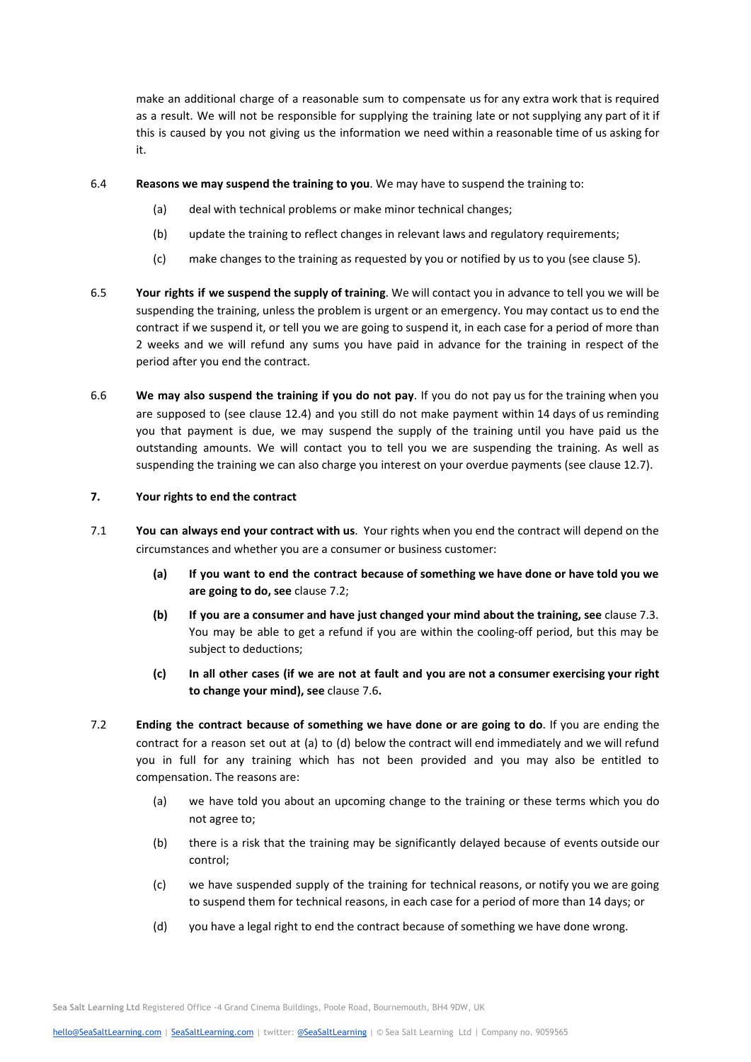make an additional charge of a reasonable sum to compensate us for any extra work that is required as a result. We will not be responsible for supplying the training late or not supplying any part of it if this is caused by you not giving us the information we need within a reasonable time of us asking for it.

6.4 **Reasons we may suspend the training to you**. We may have to suspend the training to:

(a) deal with technical problems or make minor technical changes;

(b) update the training to reflect changes in relevant laws and regulatory requirements;

(c) make changes to the training as requested by you or notified by us to you (see clause 5).

6.5 **Your rights if we suspend the supply of training**. We will contact you in advance to tell you we will be suspending the training, unless the problem is urgent or an emergency. You may contact us to end the contract if we suspend it, or tell you we are going to suspend it, in each case for a period of more than 2 weeks and we will refund any sums you have paid in advance for the training in respect of the period after you end the contract.

6.6 **We may also suspend the training if you do not pay**. If you do not pay us for the training when you are supposed to (see clause 12.4) and you still do not make payment within 14 days of us reminding you that payment is due, we may suspend the supply of the training until you have paid us the outstanding amounts. We will contact you to tell you we are suspending the training. As well as suspending the training we can also charge you interest on your overdue payments (see clause 12.7).

## 7. Your rights to end the contract

7.1 **You can always end your contract with us**. Your rights when you end the contract will depend on the circumstances and whether you are a consumer or business customer:

**(a)** **If you want to end the contract because of something we have done or have told you we are going to do, see** clause 7.2;

**(b)** **If you are a consumer and have just changed your mind about the training, see** clause 7.3. You may be able to get a refund if you are within the cooling-off period, but this may be subject to deductions;

**(c)** **In all other cases (if we are not at fault and you are not a consumer exercising your right to change your mind), see** clause 7.6**.**

7.2 **Ending the contract because of something we have done or are going to do**. If you are ending the contract for a reason set out at (a) to (d) below the contract will end immediately and we will refund you in full for any training which has not been provided and you may also be entitled to compensation. The reasons are:

(a) we have told you about an upcoming change to the training or these terms which you do not agree to;

(b) there is a risk that the training may be significantly delayed because of events outside our control;

(c) we have suspended supply of the training for technical reasons, or notify you we are going to suspend them for technical reasons, in each case for a period of more than 14 days; or

(d) you have a legal right to end the contract because of something we have done wrong.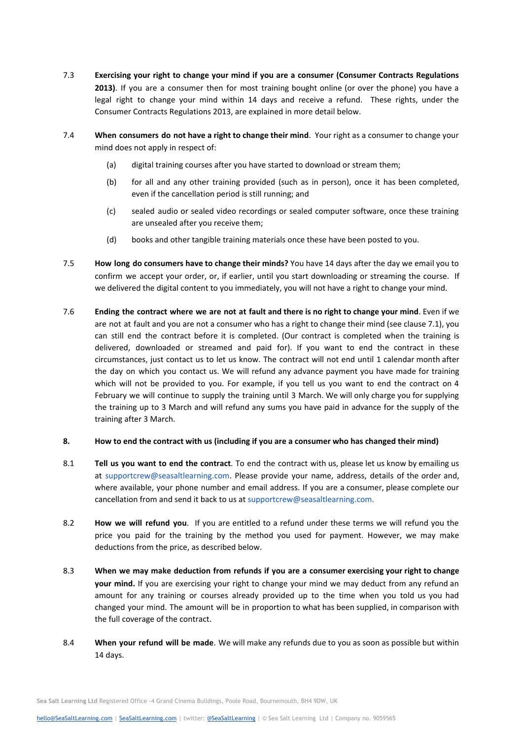7.3 **Exercising your right to change your mind if you are a consumer (Consumer Contracts Regulations 2013)**. If you are a consumer then for most training bought online (or over the phone) you have a legal right to change your mind within 14 days and receive a refund. These rights, under the Consumer Contracts Regulations 2013, are explained in more detail below.

7.4 **When consumers do not have a right to change their mind**. Your right as a consumer to change your mind does not apply in respect of:

(a) digital training courses after you have started to download or stream them;

(b) for all and any other training provided (such as in person), once it has been completed, even if the cancellation period is still running; and

(c) sealed audio or sealed video recordings or sealed computer software, once these training are unsealed after you receive them;

(d) books and other tangible training materials once these have been posted to you.

7.5 **How long do consumers have to change their minds?** You have 14 days after the day we email you to confirm we accept your order, or, if earlier, until you start downloading or streaming the course. If we delivered the digital content to you immediately, you will not have a right to change your mind.

7.6 **Ending the contract where we are not at fault and there is no right to change your mind**. Even if we are not at fault and you are not a consumer who has a right to change their mind (see clause 7.1), you can still end the contract before it is completed. (Our contract is completed when the training is delivered, downloaded or streamed and paid for). If you want to end the contract in these circumstances, just contact us to let us know. The contract will not end until 1 calendar month after the day on which you contact us. We will refund any advance payment you have made for training which will not be provided to you. For example, if you tell us you want to end the contract on 4 February we will continue to supply the training until 3 March. We will only charge you for supplying the training up to 3 March and will refund any sums you have paid in advance for the supply of the training after 3 March.

## 8. How to end the contract with us (including if you are a consumer who has changed their mind)

8.1 **Tell us you want to end the contract**. To end the contract with us, please let us know by emailing us at supportcrew@seasaltlearning.com. Please provide your name, address, details of the order and, where available, your phone number and email address. If you are a consumer, please complete our cancellation from and send it back to us at supportcrew@seasaltlearning.com.

8.2 **How we will refund you**. If you are entitled to a refund under these terms we will refund you the price you paid for the training by the method you used for payment. However, we may make deductions from the price, as described below.

8.3 **When we may make deduction from refunds if you are a consumer exercising your right to change your mind.** If you are exercising your right to change your mind we may deduct from any refund an amount for any training or courses already provided up to the time when you told us you had changed your mind. The amount will be in proportion to what has been supplied, in comparison with the full coverage of the contract.

8.4 **When your refund will be made**. We will make any refunds due to you as soon as possible but within 14 days.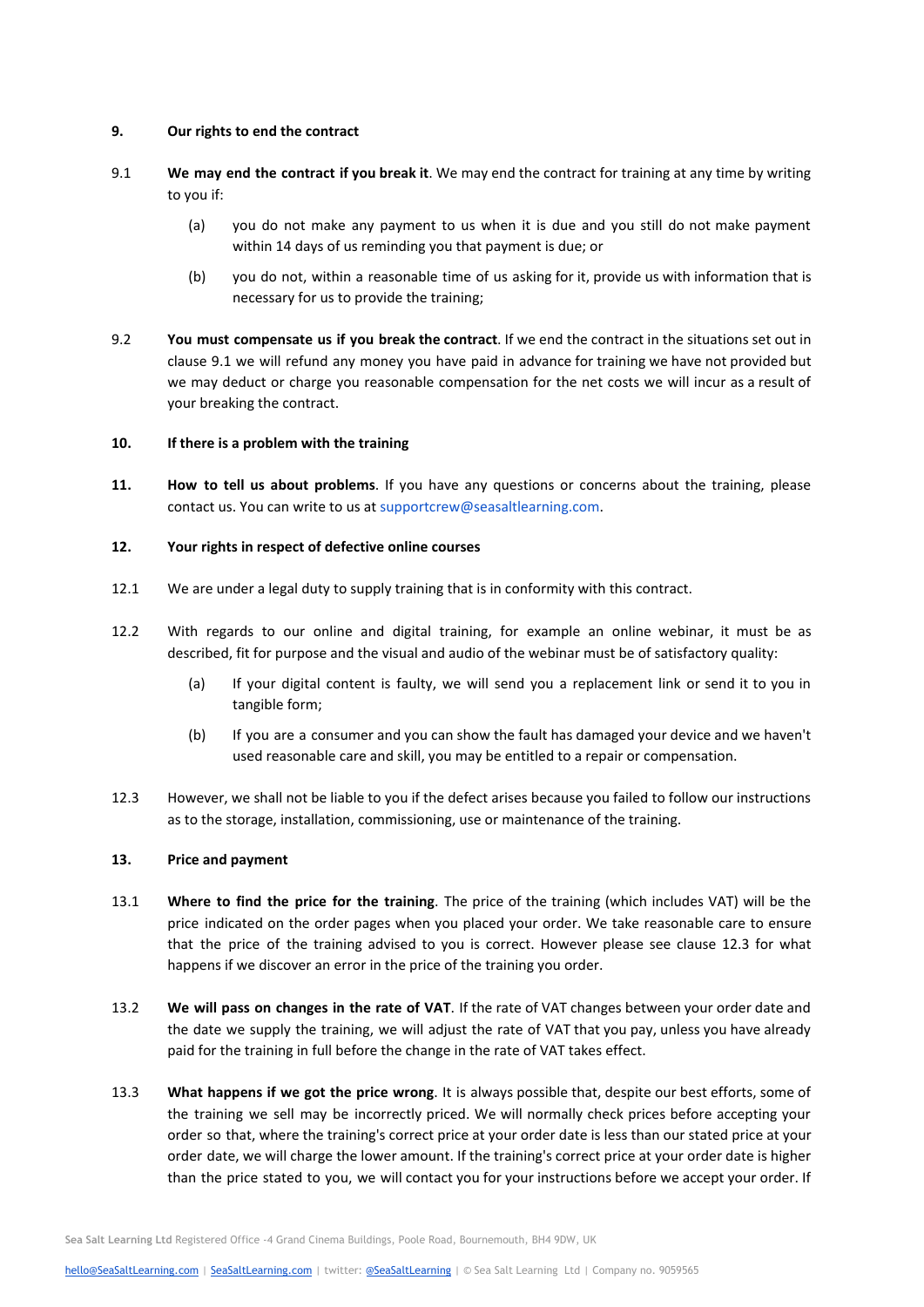**9. Our rights to end the contract**

9.1 **We may end the contract if you break it**. We may end the contract for training at any time by writing to you if:

(a) you do not make any payment to us when it is due and you still do not make payment within 14 days of us reminding you that payment is due; or

(b) you do not, within a reasonable time of us asking for it, provide us with information that is necessary for us to provide the training;

9.2 **You must compensate us if you break the contract**. If we end the contract in the situations set out in clause 9.1 we will refund any money you have paid in advance for training we have not provided but we may deduct or charge you reasonable compensation for the net costs we will incur as a result of your breaking the contract.

**10. If there is a problem with the training**

**11. How to tell us about problems**. If you have any questions or concerns about the training, please contact us. You can write to us at supportcrew@seasaltlearning.com.

**12. Your rights in respect of defective online courses**

12.1 We are under a legal duty to supply training that is in conformity with this contract.

12.2 With regards to our online and digital training, for example an online webinar, it must be as described, fit for purpose and the visual and audio of the webinar must be of satisfactory quality:

(a) If your digital content is faulty, we will send you a replacement link or send it to you in tangible form;

(b) If you are a consumer and you can show the fault has damaged your device and we haven't used reasonable care and skill, you may be entitled to a repair or compensation.

12.3 However, we shall not be liable to you if the defect arises because you failed to follow our instructions as to the storage, installation, commissioning, use or maintenance of the training.

**13. Price and payment**

13.1 **Where to find the price for the training**. The price of the training (which includes VAT) will be the price indicated on the order pages when you placed your order. We take reasonable care to ensure that the price of the training advised to you is correct. However please see clause 12.3 for what happens if we discover an error in the price of the training you order.

13.2 **We will pass on changes in the rate of VAT**. If the rate of VAT changes between your order date and the date we supply the training, we will adjust the rate of VAT that you pay, unless you have already paid for the training in full before the change in the rate of VAT takes effect.

13.3 **What happens if we got the price wrong**. It is always possible that, despite our best efforts, some of the training we sell may be incorrectly priced. We will normally check prices before accepting your order so that, where the training's correct price at your order date is less than our stated price at your order date, we will charge the lower amount. If the training's correct price at your order date is higher than the price stated to you, we will contact you for your instructions before we accept your order. If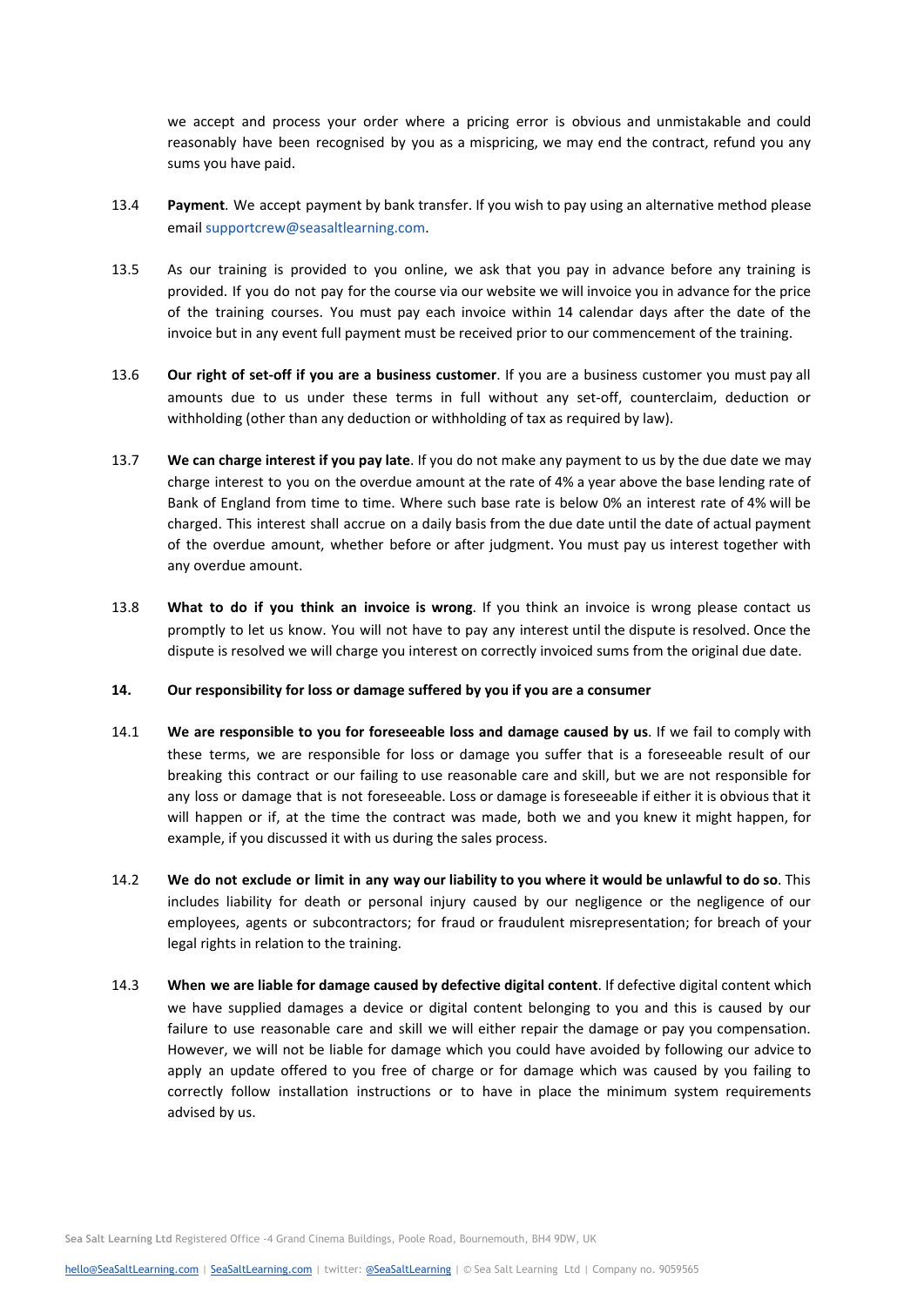we accept and process your order where a pricing error is obvious and unmistakable and could reasonably have been recognised by you as a mispricing, we may end the contract, refund you any sums you have paid.

13.4 **Payment**. We accept payment by bank transfer. If you wish to pay using an alternative method please email supportcrew@seasaltlearning.com.

13.5 As our training is provided to you online, we ask that you pay in advance before any training is provided. If you do not pay for the course via our website we will invoice you in advance for the price of the training courses. You must pay each invoice within 14 calendar days after the date of the invoice but in any event full payment must be received prior to our commencement of the training.

13.6 **Our right of set-off if you are a business customer**. If you are a business customer you must pay all amounts due to us under these terms in full without any set-off, counterclaim, deduction or withholding (other than any deduction or withholding of tax as required by law).

13.7 **We can charge interest if you pay late**. If you do not make any payment to us by the due date we may charge interest to you on the overdue amount at the rate of 4% a year above the base lending rate of Bank of England from time to time. Where such base rate is below 0% an interest rate of 4% will be charged. This interest shall accrue on a daily basis from the due date until the date of actual payment of the overdue amount, whether before or after judgment. You must pay us interest together with any overdue amount.

13.8 **What to do if you think an invoice is wrong**. If you think an invoice is wrong please contact us promptly to let us know. You will not have to pay any interest until the dispute is resolved. Once the dispute is resolved we will charge you interest on correctly invoiced sums from the original due date.

**14. Our responsibility for loss or damage suffered by you if you are a consumer**

14.1 **We are responsible to you for foreseeable loss and damage caused by us**. If we fail to comply with these terms, we are responsible for loss or damage you suffer that is a foreseeable result of our breaking this contract or our failing to use reasonable care and skill, but we are not responsible for any loss or damage that is not foreseeable. Loss or damage is foreseeable if either it is obvious that it will happen or if, at the time the contract was made, both we and you knew it might happen, for example, if you discussed it with us during the sales process.

14.2 **We do not exclude or limit in any way our liability to you where it would be unlawful to do so**. This includes liability for death or personal injury caused by our negligence or the negligence of our employees, agents or subcontractors; for fraud or fraudulent misrepresentation; for breach of your legal rights in relation to the training.

14.3 **When we are liable for damage caused by defective digital content**. If defective digital content which we have supplied damages a device or digital content belonging to you and this is caused by our failure to use reasonable care and skill we will either repair the damage or pay you compensation. However, we will not be liable for damage which you could have avoided by following our advice to apply an update offered to you free of charge or for damage which was caused by you failing to correctly follow installation instructions or to have in place the minimum system requirements advised by us.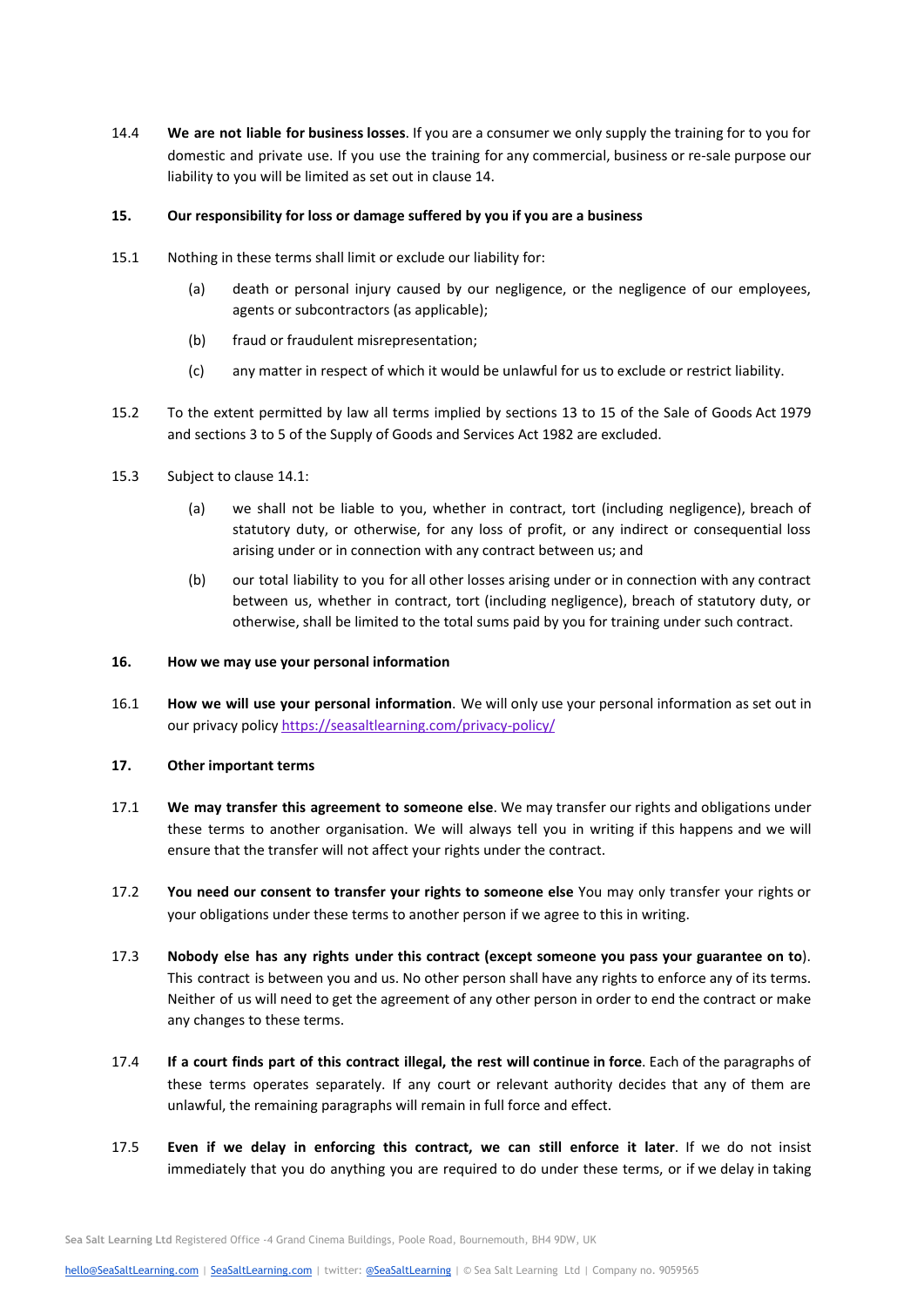14.4 **We are not liable for business losses**. If you are a consumer we only supply the training for to you for domestic and private use. If you use the training for any commercial, business or re-sale purpose our liability to you will be limited as set out in clause 14.

## 15. Our responsibility for loss or damage suffered by you if you are a business

15.1 Nothing in these terms shall limit or exclude our liability for:

(a) death or personal injury caused by our negligence, or the negligence of our employees, agents or subcontractors (as applicable);

(b) fraud or fraudulent misrepresentation;

(c) any matter in respect of which it would be unlawful for us to exclude or restrict liability.

15.2 To the extent permitted by law all terms implied by sections 13 to 15 of the Sale of Goods Act 1979 and sections 3 to 5 of the Supply of Goods and Services Act 1982 are excluded.

15.3 Subject to clause 14.1:

(a) we shall not be liable to you, whether in contract, tort (including negligence), breach of statutory duty, or otherwise, for any loss of profit, or any indirect or consequential loss arising under or in connection with any contract between us; and

(b) our total liability to you for all other losses arising under or in connection with any contract between us, whether in contract, tort (including negligence), breach of statutory duty, or otherwise, shall be limited to the total sums paid by you for training under such contract.

## 16. How we may use your personal information

16.1 **How we will use your personal information**. We will only use your personal information as set out in our privacy policy https://seasaltlearning.com/privacy-policy/

## 17. Other important terms

17.1 **We may transfer this agreement to someone else**. We may transfer our rights and obligations under these terms to another organisation. We will always tell you in writing if this happens and we will ensure that the transfer will not affect your rights under the contract.

17.2 **You need our consent to transfer your rights to someone else** You may only transfer your rights or your obligations under these terms to another person if we agree to this in writing.

17.3 **Nobody else has any rights under this contract (except someone you pass your guarantee on to)**. This contract is between you and us. No other person shall have any rights to enforce any of its terms. Neither of us will need to get the agreement of any other person in order to end the contract or make any changes to these terms.

17.4 **If a court finds part of this contract illegal, the rest will continue in force**. Each of the paragraphs of these terms operates separately. If any court or relevant authority decides that any of them are unlawful, the remaining paragraphs will remain in full force and effect.

17.5 **Even if we delay in enforcing this contract, we can still enforce it later**. If we do not insist immediately that you do anything you are required to do under these terms, or if we delay in taking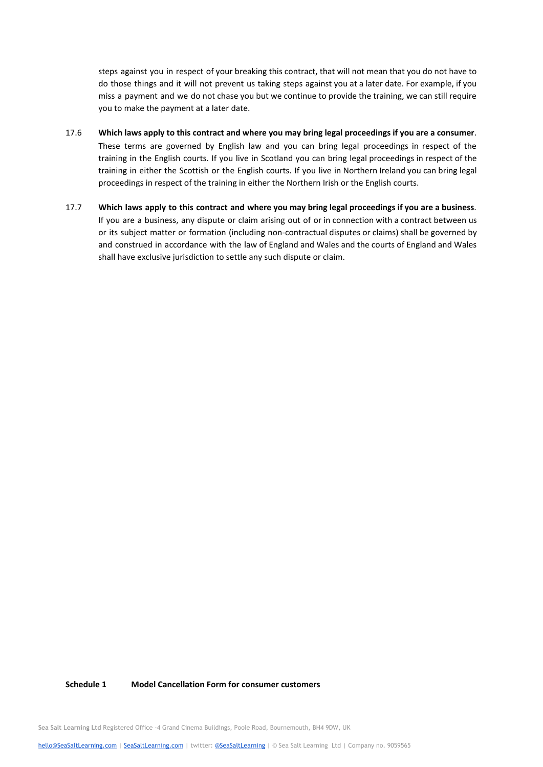steps against you in respect of your breaking this contract, that will not mean that you do not have to do those things and it will not prevent us taking steps against you at a later date. For example, if you miss a payment and we do not chase you but we continue to provide the training, we can still require you to make the payment at a later date.

17.6 **Which laws apply to this contract and where you may bring legal proceedings if you are a consumer**. These terms are governed by English law and you can bring legal proceedings in respect of the training in the English courts. If you live in Scotland you can bring legal proceedings in respect of the training in either the Scottish or the English courts. If you live in Northern Ireland you can bring legal proceedings in respect of the training in either the Northern Irish or the English courts.

17.7 **Which laws apply to this contract and where you may bring legal proceedings if you are a business**. If you are a business, any dispute or claim arising out of or in connection with a contract between us or its subject matter or formation (including non-contractual disputes or claims) shall be governed by and construed in accordance with the law of England and Wales and the courts of England and Wales shall have exclusive jurisdiction to settle any such dispute or claim.

**Schedule 1 Model Cancellation Form for consumer customers**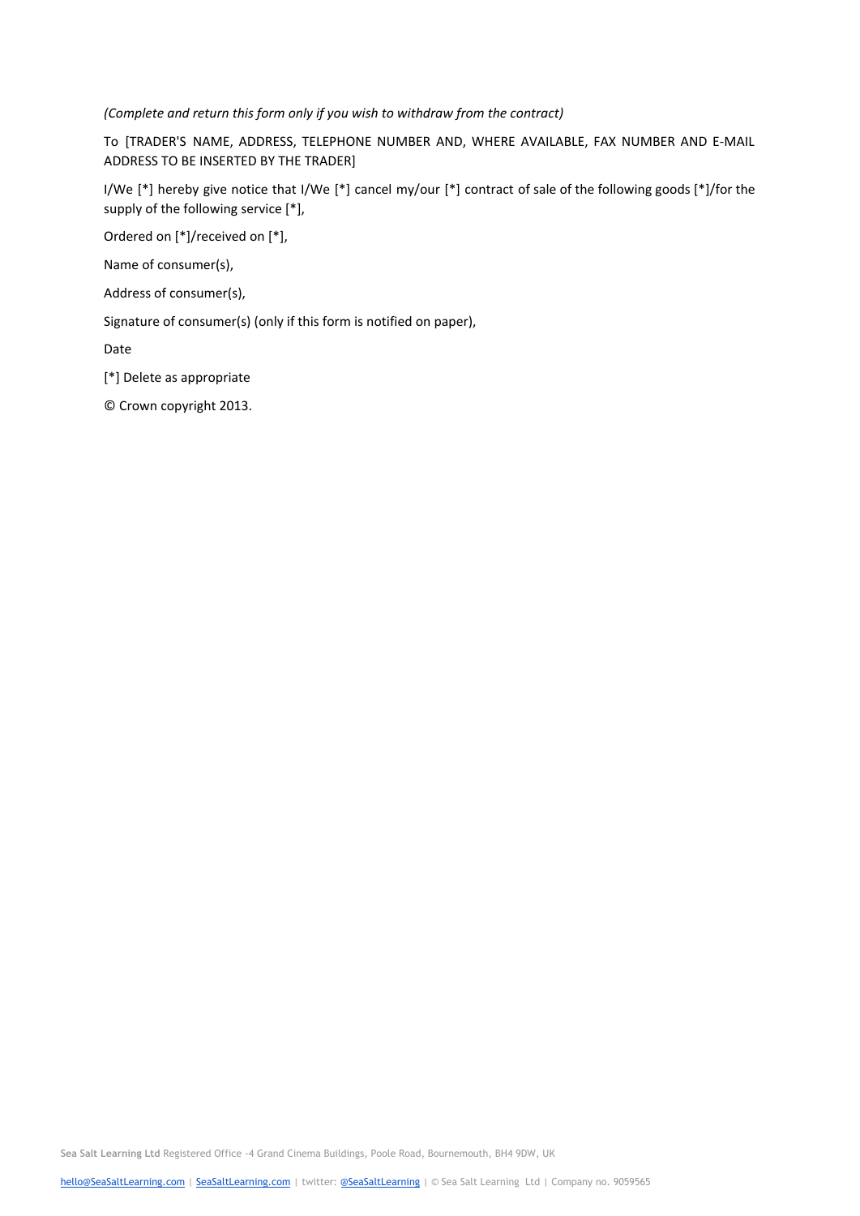*(Complete and return this form only if you wish to withdraw from the contract)*

To [TRADER'S NAME, ADDRESS, TELEPHONE NUMBER AND, WHERE AVAILABLE, FAX NUMBER AND E-MAIL ADDRESS TO BE INSERTED BY THE TRADER]

I/We [*] hereby give notice that I/We [*] cancel my/our [*] contract of sale of the following goods [*]/for the supply of the following service [*],

Ordered on [*]/received on [*],

Name of consumer(s),

Address of consumer(s),

Signature of consumer(s) (only if this form is notified on paper),

Date

[*] Delete as appropriate

© Crown copyright 2013.